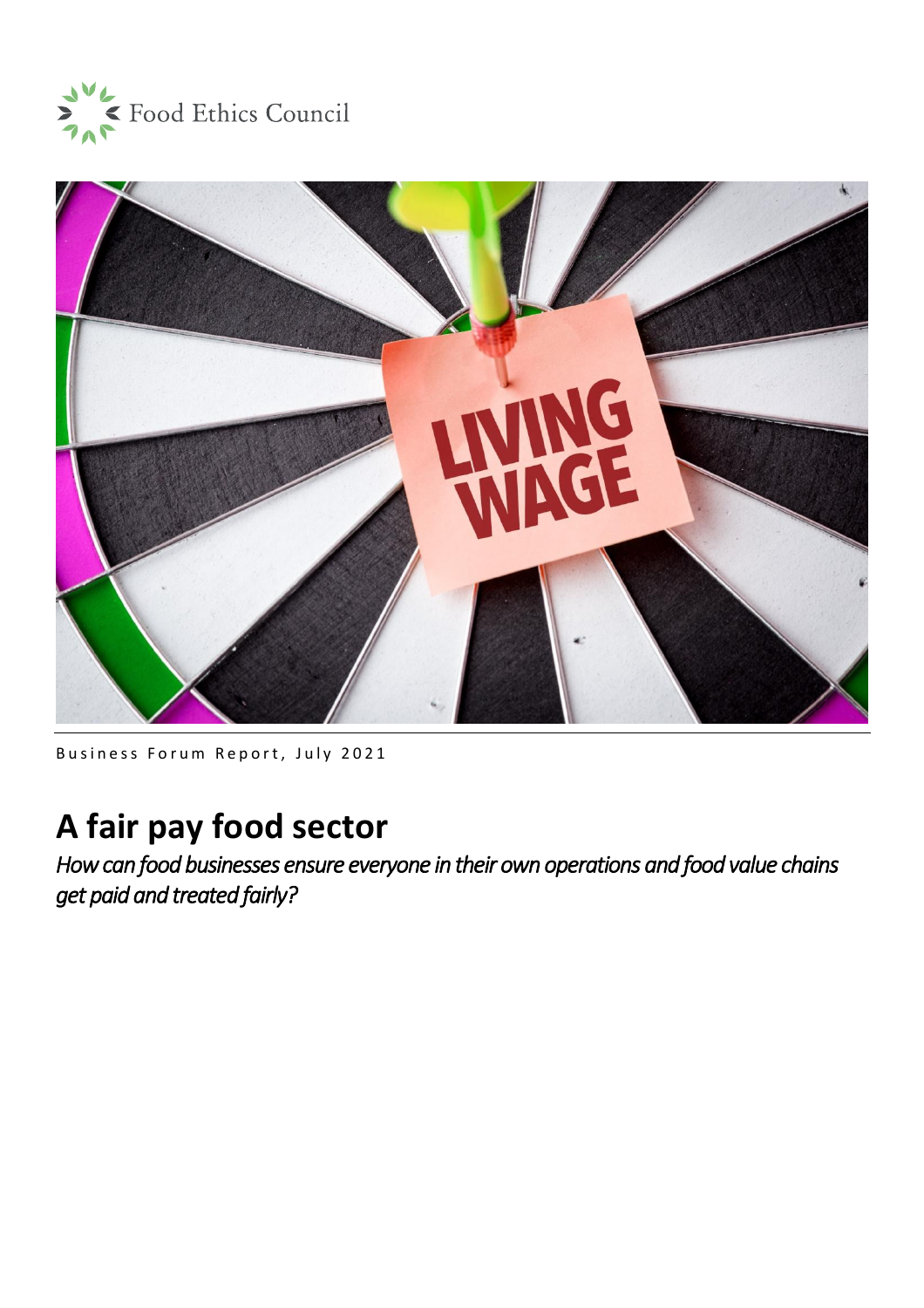Food Ethics Council

Business Forum Report, July 2021

# A fair pay food sector

*How can food businesses ensure everyone in their own operations and food value chains get paid and treated fairly?*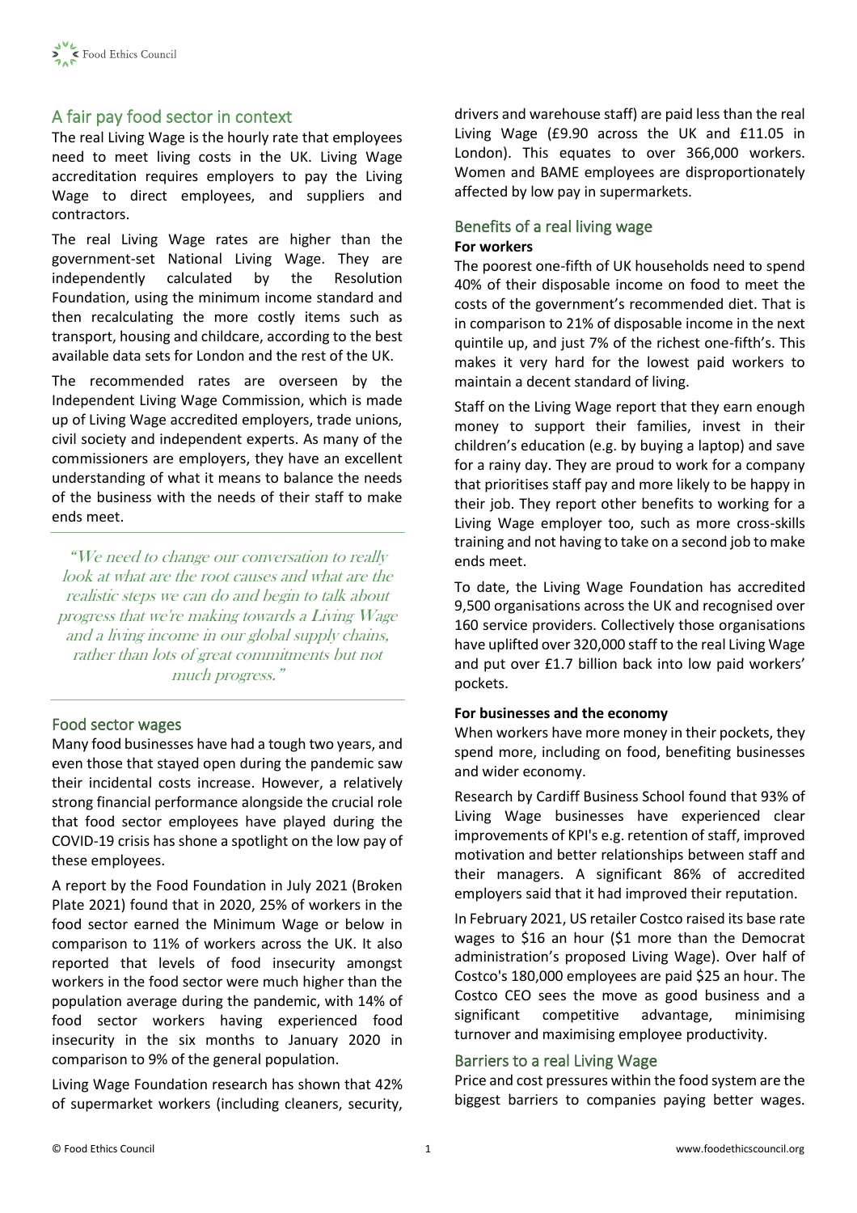## A fair pay food sector in context

The real Living Wage is the hourly rate that employees need to meet living costs in the UK. Living Wage accreditation requires employers to pay the Living Wage to direct employees, and suppliers and contractors.

The real Living Wage rates are higher than the government-set National Living Wage. They are independently calculated by the Resolution Foundation, using the minimum income standard and then recalculating the more costly items such as transport, housing and childcare, according to the best available data sets for London and the rest of the UK.

The recommended rates are overseen by the Independent Living Wage Commission, which is made up of Living Wage accredited employers, trade unions, civil society and independent experts. As many of the commissioners are employers, they have an excellent understanding of what it means to balance the needs of the business with the needs of their staff to make ends meet.

> *"We need to change our conversation to really look at what are the root causes and what are the realistic steps we can do and begin to talk about progress that we're making towards a Living Wage and a living income in our global supply chains, rather than lots of great commitments but not much progress."*

## Food sector wages

Many food businesses have had a tough two years, and even those that stayed open during the pandemic saw their incidental costs increase. However, a relatively strong financial performance alongside the crucial role that food sector employees have played during the COVID-19 crisis has shone a spotlight on the low pay of these employees.

A report by the Food Foundation in July 2021 (Broken Plate 2021) found that in 2020, 25% of workers in the food sector earned the Minimum Wage or below in comparison to 11% of workers across the UK. It also reported that levels of food insecurity amongst workers in the food sector were much higher than the population average during the pandemic, with 14% of food sector workers having experienced food insecurity in the six months to January 2020 in comparison to 9% of the general population.

Living Wage Foundation research has shown that 42% of supermarket workers (including cleaners, security, drivers and warehouse staff) are paid less than the real Living Wage (£9.90 across the UK and £11.05 in London). This equates to over 366,000 workers. Women and BAME employees are disproportionately affected by low pay in supermarkets.

## Benefits of a real living wage

**For workers**

The poorest one-fifth of UK households need to spend 40% of their disposable income on food to meet the costs of the government's recommended diet. That is in comparison to 21% of disposable income in the next quintile up, and just 7% of the richest one-fifth's. This makes it very hard for the lowest paid workers to maintain a decent standard of living.

Staff on the Living Wage report that they earn enough money to support their families, invest in their children's education (e.g. by buying a laptop) and save for a rainy day. They are proud to work for a company that prioritises staff pay and more likely to be happy in their job. They report other benefits to working for a Living Wage employer too, such as more cross-skills training and not having to take on a second job to make ends meet.

To date, the Living Wage Foundation has accredited 9,500 organisations across the UK and recognised over 160 service providers. Collectively those organisations have uplifted over 320,000 staff to the real Living Wage and put over £1.7 billion back into low paid workers' pockets.

**For businesses and the economy**

When workers have more money in their pockets, they spend more, including on food, benefiting businesses and wider economy.

Research by Cardiff Business School found that 93% of Living Wage businesses have experienced clear improvements of KPI's e.g. retention of staff, improved motivation and better relationships between staff and their managers. A significant 86% of accredited employers said that it had improved their reputation.

In February 2021, US retailer Costco raised its base rate wages to $16 an hour ($1 more than the Democrat administration's proposed Living Wage). Over half of Costco's 180,000 employees are paid $25 an hour. The Costco CEO sees the move as good business and a significant competitive advantage, minimising turnover and maximising employee productivity.

## Barriers to a real Living Wage

Price and cost pressures within the food system are the biggest barriers to companies paying better wages.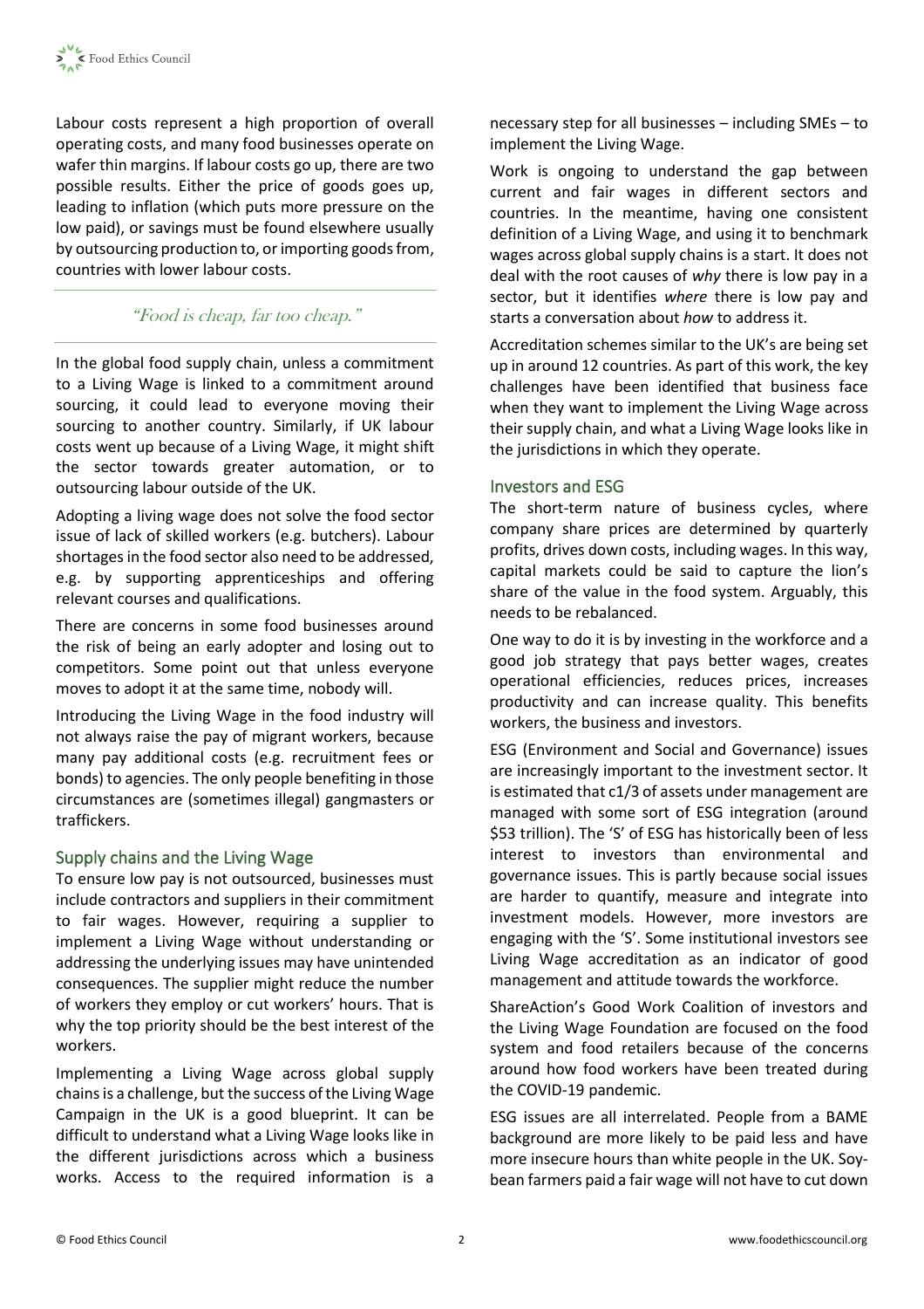Labour costs represent a high proportion of overall operating costs, and many food businesses operate on wafer thin margins. If labour costs go up, there are two possible results. Either the price of goods goes up, leading to inflation (which puts more pressure on the low paid), or savings must be found elsewhere usually by outsourcing production to, or importing goods from, countries with lower labour costs.

> *"Food is cheap, far too cheap."*

In the global food supply chain, unless a commitment to a Living Wage is linked to a commitment around sourcing, it could lead to everyone moving their sourcing to another country. Similarly, if UK labour costs went up because of a Living Wage, it might shift the sector towards greater automation, or to outsourcing labour outside of the UK.

Adopting a living wage does not solve the food sector issue of lack of skilled workers (e.g. butchers). Labour shortages in the food sector also need to be addressed, e.g. by supporting apprenticeships and offering relevant courses and qualifications.

There are concerns in some food businesses around the risk of being an early adopter and losing out to competitors. Some point out that unless everyone moves to adopt it at the same time, nobody will.

Introducing the Living Wage in the food industry will not always raise the pay of migrant workers, because many pay additional costs (e.g. recruitment fees or bonds) to agencies. The only people benefiting in those circumstances are (sometimes illegal) gangmasters or traffickers.

## Supply chains and the Living Wage

To ensure low pay is not outsourced, businesses must include contractors and suppliers in their commitment to fair wages. However, requiring a supplier to implement a Living Wage without understanding or addressing the underlying issues may have unintended consequences. The supplier might reduce the number of workers they employ or cut workers' hours. That is why the top priority should be the best interest of the workers.

Implementing a Living Wage across global supply chains is a challenge, but the success of the Living Wage Campaign in the UK is a good blueprint. It can be difficult to understand what a Living Wage looks like in the different jurisdictions across which a business works. Access to the required information is a necessary step for all businesses – including SMEs – to implement the Living Wage.

Work is ongoing to understand the gap between current and fair wages in different sectors and countries. In the meantime, having one consistent definition of a Living Wage, and using it to benchmark wages across global supply chains is a start. It does not deal with the root causes of *why* there is low pay in a sector, but it identifies *where* there is low pay and starts a conversation about *how* to address it.

Accreditation schemes similar to the UK's are being set up in around 12 countries. As part of this work, the key challenges have been identified that business face when they want to implement the Living Wage across their supply chain, and what a Living Wage looks like in the jurisdictions in which they operate.

## Investors and ESG

The short-term nature of business cycles, where company share prices are determined by quarterly profits, drives down costs, including wages. In this way, capital markets could be said to capture the lion's share of the value in the food system. Arguably, this needs to be rebalanced.

One way to do it is by investing in the workforce and a good job strategy that pays better wages, creates operational efficiencies, reduces prices, increases productivity and can increase quality. This benefits workers, the business and investors.

ESG (Environment and Social and Governance) issues are increasingly important to the investment sector. It is estimated that c1/3 of assets under management are managed with some sort of ESG integration (around $53 trillion). The 'S' of ESG has historically been of less interest to investors than environmental and governance issues. This is partly because social issues are harder to quantify, measure and integrate into investment models. However, more investors are engaging with the 'S'. Some institutional investors see Living Wage accreditation as an indicator of good management and attitude towards the workforce.

ShareAction's Good Work Coalition of investors and the Living Wage Foundation are focused on the food system and food retailers because of the concerns around how food workers have been treated during the COVID-19 pandemic.

ESG issues are all interrelated. People from a BAME background are more likely to be paid less and have more insecure hours than white people in the UK. Soy-bean farmers paid a fair wage will not have to cut down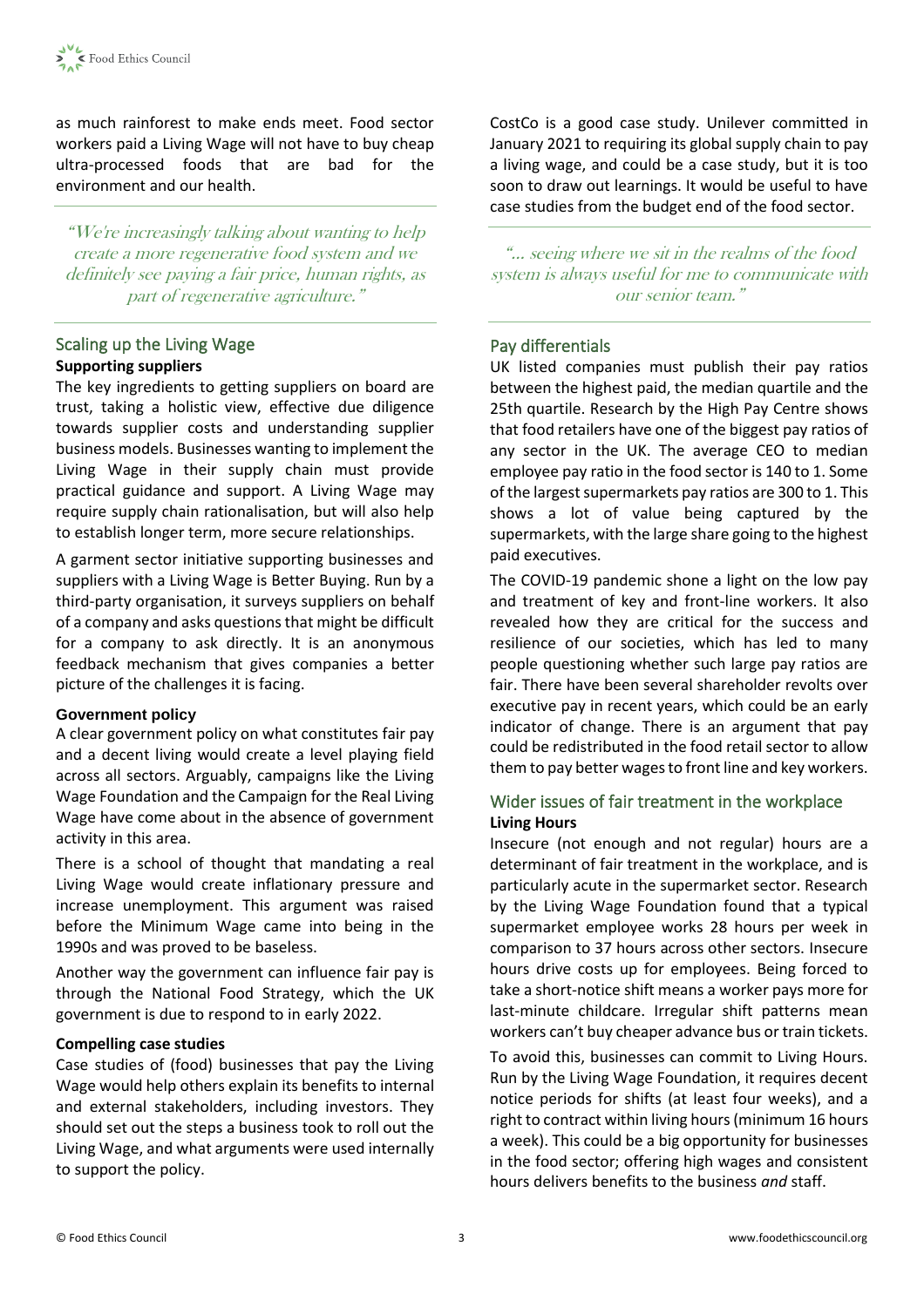as much rainforest to make ends meet. Food sector workers paid a Living Wage will not have to buy cheap ultra-processed foods that are bad for the environment and our health.

> *"We're increasingly talking about wanting to help create a more regenerative food system and we definitely see paying a fair price, human rights, as part of regenerative agriculture."*

## Scaling up the Living Wage

**Supporting suppliers**

The key ingredients to getting suppliers on board are trust, taking a holistic view, effective due diligence towards supplier costs and understanding supplier business models. Businesses wanting to implement the Living Wage in their supply chain must provide practical guidance and support. A Living Wage may require supply chain rationalisation, but will also help to establish longer term, more secure relationships.

A garment sector initiative supporting businesses and suppliers with a Living Wage is Better Buying. Run by a third-party organisation, it surveys suppliers on behalf of a company and asks questions that might be difficult for a company to ask directly. It is an anonymous feedback mechanism that gives companies a better picture of the challenges it is facing.

**Government policy**

A clear government policy on what constitutes fair pay and a decent living would create a level playing field across all sectors. Arguably, campaigns like the Living Wage Foundation and the Campaign for the Real Living Wage have come about in the absence of government activity in this area.

There is a school of thought that mandating a real Living Wage would create inflationary pressure and increase unemployment. This argument was raised before the Minimum Wage came into being in the 1990s and was proved to be baseless.

Another way the government can influence fair pay is through the National Food Strategy, which the UK government is due to respond to in early 2022.

**Compelling case studies**

Case studies of (food) businesses that pay the Living Wage would help others explain its benefits to internal and external stakeholders, including investors. They should set out the steps a business took to roll out the Living Wage, and what arguments were used internally to support the policy.

CostCo is a good case study. Unilever committed in January 2021 to requiring its global supply chain to pay a living wage, and could be a case study, but it is too soon to draw out learnings. It would be useful to have case studies from the budget end of the food sector.

> *"… seeing where we sit in the realms of the food system is always useful for me to communicate with our senior team."*

## Pay differentials

UK listed companies must publish their pay ratios between the highest paid, the median quartile and the 25th quartile. Research by the High Pay Centre shows that food retailers have one of the biggest pay ratios of any sector in the UK. The average CEO to median employee pay ratio in the food sector is 140 to 1. Some of the largest supermarkets pay ratios are 300 to 1. This shows a lot of value being captured by the supermarkets, with the large share going to the highest paid executives.

The COVID-19 pandemic shone a light on the low pay and treatment of key and front-line workers. It also revealed how they are critical for the success and resilience of our societies, which has led to many people questioning whether such large pay ratios are fair. There have been several shareholder revolts over executive pay in recent years, which could be an early indicator of change. There is an argument that pay could be redistributed in the food retail sector to allow them to pay better wages to front line and key workers.

## Wider issues of fair treatment in the workplace

**Living Hours**

Insecure (not enough and not regular) hours are a determinant of fair treatment in the workplace, and is particularly acute in the supermarket sector. Research by the Living Wage Foundation found that a typical supermarket employee works 28 hours per week in comparison to 37 hours across other sectors. Insecure hours drive costs up for employees. Being forced to take a short-notice shift means a worker pays more for last-minute childcare. Irregular shift patterns mean workers can't buy cheaper advance bus or train tickets.

To avoid this, businesses can commit to Living Hours. Run by the Living Wage Foundation, it requires decent notice periods for shifts (at least four weeks), and a right to contract within living hours (minimum 16 hours a week). This could be a big opportunity for businesses in the food sector; offering high wages and consistent hours delivers benefits to the business *and* staff.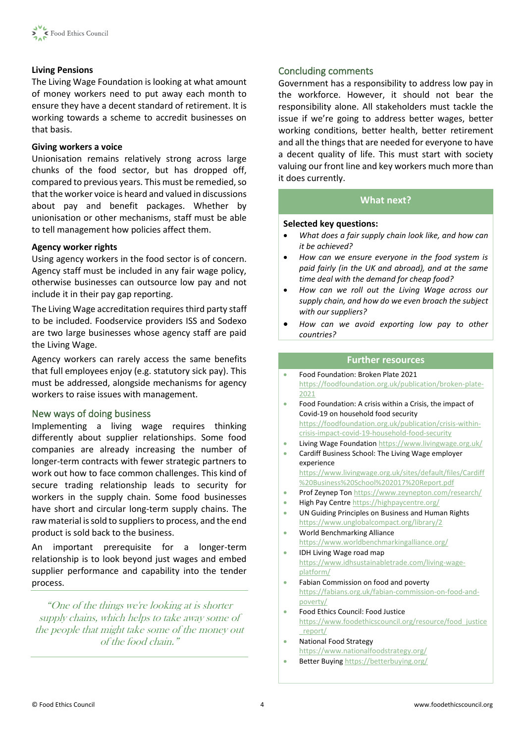### Living Pensions

The Living Wage Foundation is looking at what amount of money workers need to put away each month to ensure they have a decent standard of retirement. It is working towards a scheme to accredit businesses on that basis.

### Giving workers a voice

Unionisation remains relatively strong across large chunks of the food sector, but has dropped off, compared to previous years. This must be remedied, so that the worker voice is heard and valued in discussions about pay and benefit packages. Whether by unionisation or other mechanisms, staff must be able to tell management how policies affect them.

### Agency worker rights

Using agency workers in the food sector is of concern. Agency staff must be included in any fair wage policy, otherwise businesses can outsource low pay and not include it in their pay gap reporting.

The Living Wage accreditation requires third party staff to be included. Foodservice providers ISS and Sodexo are two large businesses whose agency staff are paid the Living Wage.

Agency workers can rarely access the same benefits that full employees enjoy (e.g. statutory sick pay). This must be addressed, alongside mechanisms for agency workers to raise issues with management.

## New ways of doing business

Implementing a living wage requires thinking differently about supplier relationships. Some food companies are already increasing the number of longer-term contracts with fewer strategic partners to work out how to face common challenges. This kind of secure trading relationship leads to security for workers in the supply chain. Some food businesses have short and circular long-term supply chains. The raw material is sold to suppliers to process, and the end product is sold back to the business.

An important prerequisite for a longer-term relationship is to look beyond just wages and embed supplier performance and capability into the tender process.

> *"One of the things we're looking at is shorter supply chains, which helps to take away some of the people that might take some of the money out of the food chain."*

## Concluding comments

Government has a responsibility to address low pay in the workforce. However, it should not bear the responsibility alone. All stakeholders must tackle the issue if we're going to address better wages, better working conditions, better health, better retirement and all the things that are needed for everyone to have a decent quality of life. This must start with society valuing our front line and key workers much more than it does currently.

### What next?

**Selected key questions:**

- *What does a fair supply chain look like, and how can it be achieved?*
- *How can we ensure everyone in the food system is paid fairly (in the UK and abroad), and at the same time deal with the demand for cheap food?*
- *How can we roll out the Living Wage across our supply chain, and how do we even broach the subject with our suppliers?*
- *How can we avoid exporting low pay to other countries?*

### Further resources

- Food Foundation: Broken Plate 2021 https://foodfoundation.org.uk/publication/broken-plate-2021
- Food Foundation: A crisis within a Crisis, the impact of Covid-19 on household food security https://foodfoundation.org.uk/publication/crisis-within-crisis-impact-covid-19-household-food-security
- Living Wage Foundation https://www.livingwage.org.uk/
- Cardiff Business School: The Living Wage employer experience https://www.livingwage.org.uk/sites/default/files/Cardiff%20Business%20School%202017%20Report.pdf
- Prof Zeynep Ton https://www.zeynepton.com/research/
- High Pay Centre https://highpaycentre.org/
- UN Guiding Principles on Business and Human Rights https://www.unglobalcompact.org/library/2
- World Benchmarking Alliance https://www.worldbenchmarkingalliance.org/
- IDH Living Wage road map https://www.idhsustainabletrade.com/living-wage-platform/
- Fabian Commission on food and poverty https://fabians.org.uk/fabian-commission-on-food-and-poverty/
- Food Ethics Council: Food Justice https://www.foodethicscouncil.org/resource/food_justice_report/
- National Food Strategy https://www.nationalfoodstrategy.org/
- Better Buying https://betterbuying.org/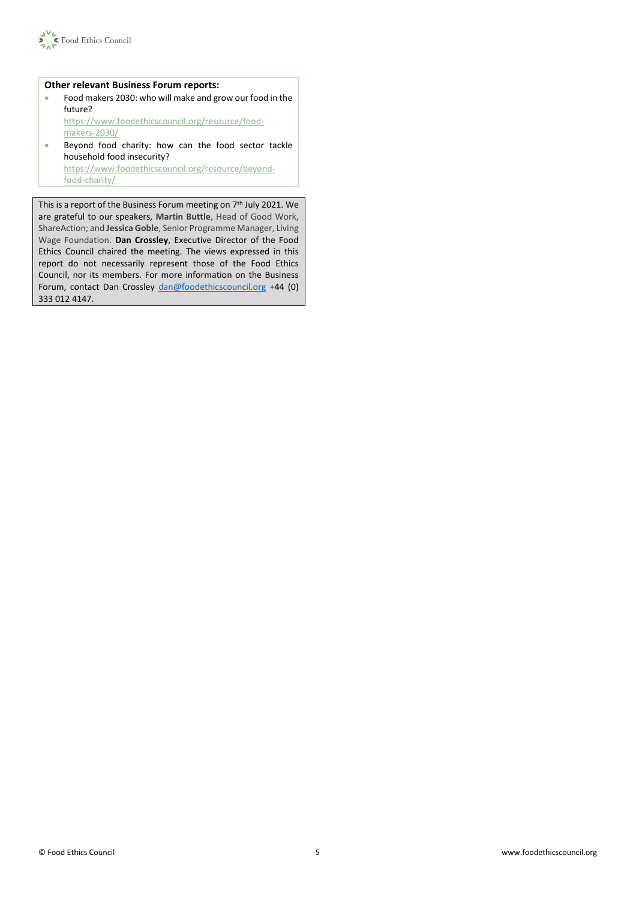**Other relevant Business Forum reports:**

- Food makers 2030: who will make and grow our food in the future?
  https://www.foodethicscouncil.org/resource/food-makers-2030/
- Beyond food charity: how can the food sector tackle household food insecurity?
  https://www.foodethicscouncil.org/resource/beyond-food-charity/

This is a report of the Business Forum meeting on 7th July 2021. We are grateful to our speakers, **Martin Buttle**, Head of Good Work, ShareAction; and **Jessica Goble**, Senior Programme Manager, Living Wage Foundation. **Dan Crossley**, Executive Director of the Food Ethics Council chaired the meeting. The views expressed in this report do not necessarily represent those of the Food Ethics Council, nor its members. For more information on the Business Forum, contact Dan Crossley dan@foodethicscouncil.org +44 (0) 333 012 4147.